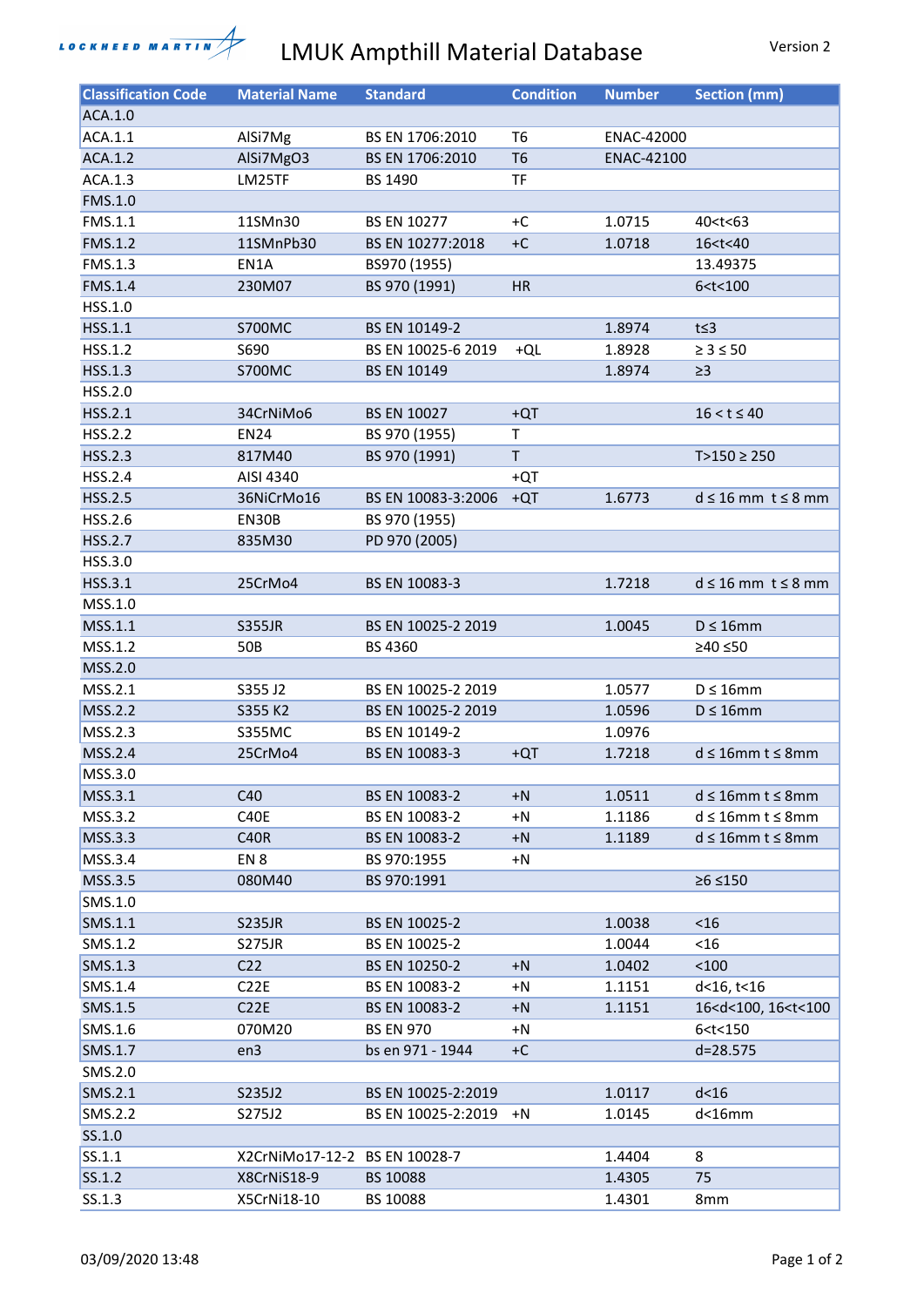LOCKHEED MARTIN

# LMUK Ampthill Material Database

Version 2

| Classification Code | Material Name | Standard | Condition | Number | Section (mm) |
|---|---|---|---|---|---|
| ACA.1.0 | | | | | |
| ACA.1.1 | AlSi7Mg | BS EN 1706:2010 | T6 | ENAC-42000 | |
| ACA.1.2 | AlSi7MgO3 | BS EN 1706:2010 | T6 | ENAC-42100 | |
| ACA.1.3 | LM25TF | BS 1490 | TF | | |
| FMS.1.0 | | | | | |
| FMS.1.1 | 11SMn30 | BS EN 10277 | +C | 1.0715 | 40<t<63 |
| FMS.1.2 | 11SMnPb30 | BS EN 10277:2018 | +C | 1.0718 | 16<t<40 |
| FMS.1.3 | EN1A | BS970 (1955) | | | 13.49375 |
| FMS.1.4 | 230M07 | BS 970 (1991) | HR | | 6<t<100 |
| HSS.1.0 | | | | | |
| HSS.1.1 | S700MC | BS EN 10149-2 | | 1.8974 | t≤3 |
| HSS.1.2 | S690 | BS EN 10025-6 2019 | +QL | 1.8928 | ≥ 3 ≤ 50 |
| HSS.1.3 | S700MC | BS EN 10149 | | 1.8974 | ≥3 |
| HSS.2.0 | | | | | |
| HSS.2.1 | 34CrNiMo6 | BS EN 10027 | +QT | | 16 < t ≤ 40 |
| HSS.2.2 | EN24 | BS 970 (1955) | T | | |
| HSS.2.3 | 817M40 | BS 970 (1991) | T | | T>150 ≥ 250 |
| HSS.2.4 | AISI 4340 | | +QT | | |
| HSS.2.5 | 36NiCrMo16 | BS EN 10083-3:2006 | +QT | 1.6773 | d ≤ 16 mm  t ≤ 8 mm |
| HSS.2.6 | EN30B | BS 970 (1955) | | | |
| HSS.2.7 | 835M30 | PD 970 (2005) | | | |
| HSS.3.0 | | | | | |
| HSS.3.1 | 25CrMo4 | BS EN 10083-3 | | 1.7218 | d ≤ 16 mm  t ≤ 8 mm |
| MSS.1.0 | | | | | |
| MSS.1.1 | S355JR | BS EN 10025-2 2019 | | 1.0045 | D ≤ 16mm |
| MSS.1.2 | 50B | BS 4360 | | | ≥40 ≤50 |
| MSS.2.0 | | | | | |
| MSS.2.1 | S355 J2 | BS EN 10025-2 2019 | | 1.0577 | D ≤ 16mm |
| MSS.2.2 | S355 K2 | BS EN 10025-2 2019 | | 1.0596 | D ≤ 16mm |
| MSS.2.3 | S355MC | BS EN 10149-2 | | 1.0976 | |
| MSS.2.4 | 25CrMo4 | BS EN 10083-3 | +QT | 1.7218 | d ≤ 16mm t ≤ 8mm |
| MSS.3.0 | | | | | |
| MSS.3.1 | C40 | BS EN 10083-2 | +N | 1.0511 | d ≤ 16mm t ≤ 8mm |
| MSS.3.2 | C40E | BS EN 10083-2 | +N | 1.1186 | d ≤ 16mm t ≤ 8mm |
| MSS.3.3 | C40R | BS EN 10083-2 | +N | 1.1189 | d ≤ 16mm t ≤ 8mm |
| MSS.3.4 | EN 8 | BS 970:1955 | +N | | |
| MSS.3.5 | 080M40 | BS 970:1991 | | | ≥6 ≤150 |
| SMS.1.0 | | | | | |
| SMS.1.1 | S235JR | BS EN 10025-2 | | 1.0038 | <16 |
| SMS.1.2 | S275JR | BS EN 10025-2 | | 1.0044 | <16 |
| SMS.1.3 | C22 | BS EN 10250-2 | +N | 1.0402 | <100 |
| SMS.1.4 | C22E | BS EN 10083-2 | +N | 1.1151 | d<16, t<16 |
| SMS.1.5 | C22E | BS EN 10083-2 | +N | 1.1151 | 16<d<100, 16<t<100 |
| SMS.1.6 | 070M20 | BS EN 970 | +N | | 6<t<150 |
| SMS.1.7 | en3 | bs en 971 - 1944 | +C | | d=28.575 |
| SMS.2.0 | | | | | |
| SMS.2.1 | S235J2 | BS EN 10025-2:2019 | | 1.0117 | d<16 |
| SMS.2.2 | S275J2 | BS EN 10025-2:2019 | +N | 1.0145 | d<16mm |
| SS.1.0 | | | | | |
| SS.1.1 | X2CrNiMo17-12-2 | BS EN 10028-7 | | 1.4404 | 8 |
| SS.1.2 | X8CrNiS18-9 | BS 10088 | | 1.4305 | 75 |
| SS.1.3 | X5CrNi18-10 | BS 10088 | | 1.4301 | 8mm |

03/09/2020 13:48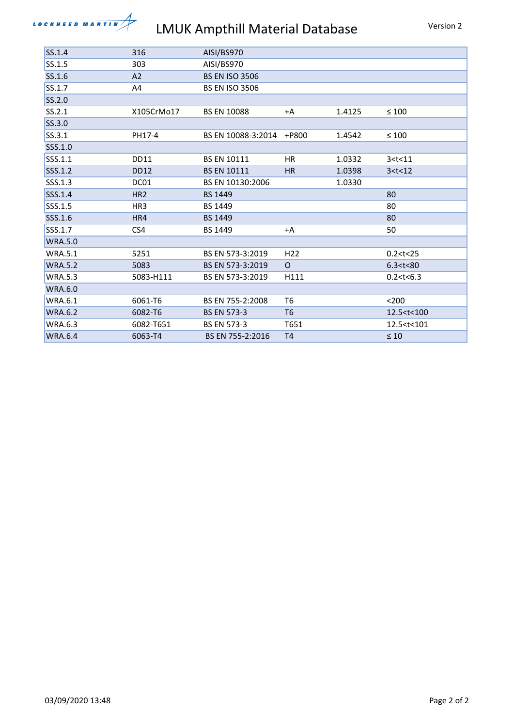| | | | | | |
|---|---|---|---|---|---|
| SS.1.4 | 316 | AISI/BS970 | | | |
| SS.1.5 | 303 | AISI/BS970 | | | |
| SS.1.6 | A2 | BS EN ISO 3506 | | | |
| SS.1.7 | A4 | BS EN ISO 3506 | | | |
| SS.2.0 | | | | | |
| SS.2.1 | X105CrMo17 | BS EN 10088 | +A | 1.4125 | ≤ 100 |
| SS.3.0 | | | | | |
| SS.3.1 | PH17-4 | BS EN 10088-3:2014 | +P800 | 1.4542 | ≤ 100 |
| SSS.1.0 | | | | | |
| SSS.1.1 | DD11 | BS EN 10111 | HR | 1.0332 | 3<t<11 |
| SSS.1.2 | DD12 | BS EN 10111 | HR | 1.0398 | 3<t<12 |
| SSS.1.3 | DC01 | BS EN 10130:2006 | | 1.0330 | |
| SSS.1.4 | HR2 | BS 1449 | | | 80 |
| SSS.1.5 | HR3 | BS 1449 | | | 80 |
| SSS.1.6 | HR4 | BS 1449 | | | 80 |
| SSS.1.7 | CS4 | BS 1449 | +A | | 50 |
| WRA.5.0 | | | | | |
| WRA.5.1 | 5251 | BS EN 573-3:2019 | H22 | | 0.2<t<25 |
| WRA.5.2 | 5083 | BS EN 573-3:2019 | O | | 6.3<t<80 |
| WRA.5.3 | 5083-H111 | BS EN 573-3:2019 | H111 | | 0.2<t<6.3 |
| WRA.6.0 | | | | | |
| WRA.6.1 | 6061-T6 | BS EN 755-2:2008 | T6 | | <200 |
| WRA.6.2 | 6082-T6 | BS EN 573-3 | T6 | | 12.5<t<100 |
| WRA.6.3 | 6082-T651 | BS EN 573-3 | T651 | | 12.5<t<101 |
| WRA.6.4 | 6063-T4 | BS EN 755-2:2016 | T4 | | ≤ 10 |

03/09/2020 13:48